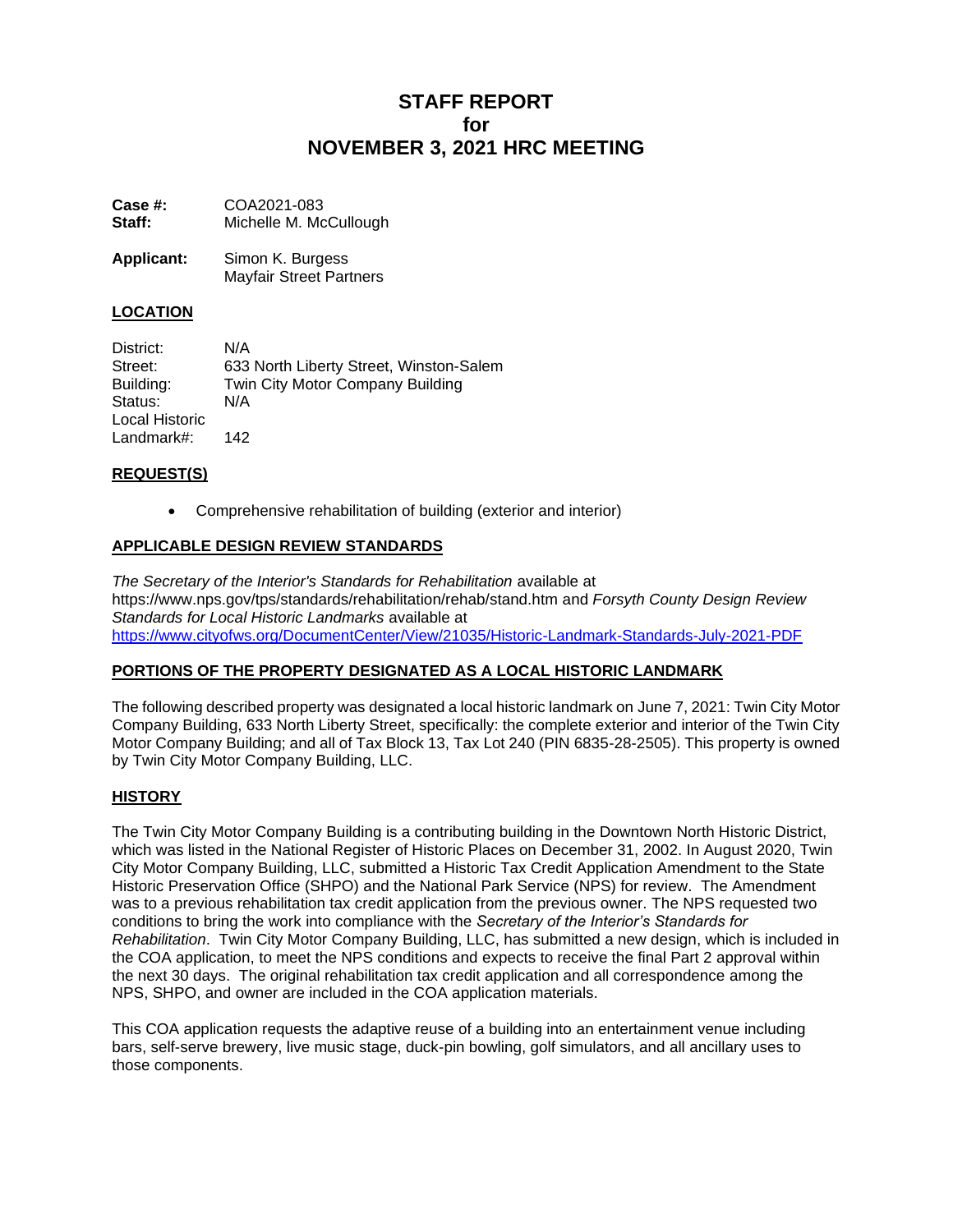# STAFF REPORT
# for
# NOVEMBER 3, 2021 HRC MEETING

**Case #:** COA2021-083
**Staff:** Michelle M. McCullough

**Applicant:** Simon K. Burgess
Mayfair Street Partners

## LOCATION

District: N/A
Street: 633 North Liberty Street, Winston-Salem
Building: Twin City Motor Company Building
Status: N/A
Local Historic Landmark#: 142

## REQUEST(S)

- Comprehensive rehabilitation of building (exterior and interior)

## APPLICABLE DESIGN REVIEW STANDARDS

*The Secretary of the Interior's Standards for Rehabilitation* available at https://www.nps.gov/tps/standards/rehabilitation/rehab/stand.htm and *Forsyth County Design Review Standards for Local Historic Landmarks* available at https://www.cityofws.org/DocumentCenter/View/21035/Historic-Landmark-Standards-July-2021-PDF

## PORTIONS OF THE PROPERTY DESIGNATED AS A LOCAL HISTORIC LANDMARK

The following described property was designated a local historic landmark on June 7, 2021: Twin City Motor Company Building, 633 North Liberty Street, specifically: the complete exterior and interior of the Twin City Motor Company Building; and all of Tax Block 13, Tax Lot 240 (PIN 6835-28-2505). This property is owned by Twin City Motor Company Building, LLC.

## HISTORY

The Twin City Motor Company Building is a contributing building in the Downtown North Historic District, which was listed in the National Register of Historic Places on December 31, 2002. In August 2020, Twin City Motor Company Building, LLC, submitted a Historic Tax Credit Application Amendment to the State Historic Preservation Office (SHPO) and the National Park Service (NPS) for review. The Amendment was to a previous rehabilitation tax credit application from the previous owner. The NPS requested two conditions to bring the work into compliance with the *Secretary of the Interior's Standards for Rehabilitation*. Twin City Motor Company Building, LLC, has submitted a new design, which is included in the COA application, to meet the NPS conditions and expects to receive the final Part 2 approval within the next 30 days. The original rehabilitation tax credit application and all correspondence among the NPS, SHPO, and owner are included in the COA application materials.

This COA application requests the adaptive reuse of a building into an entertainment venue including bars, self-serve brewery, live music stage, duck-pin bowling, golf simulators, and all ancillary uses to those components.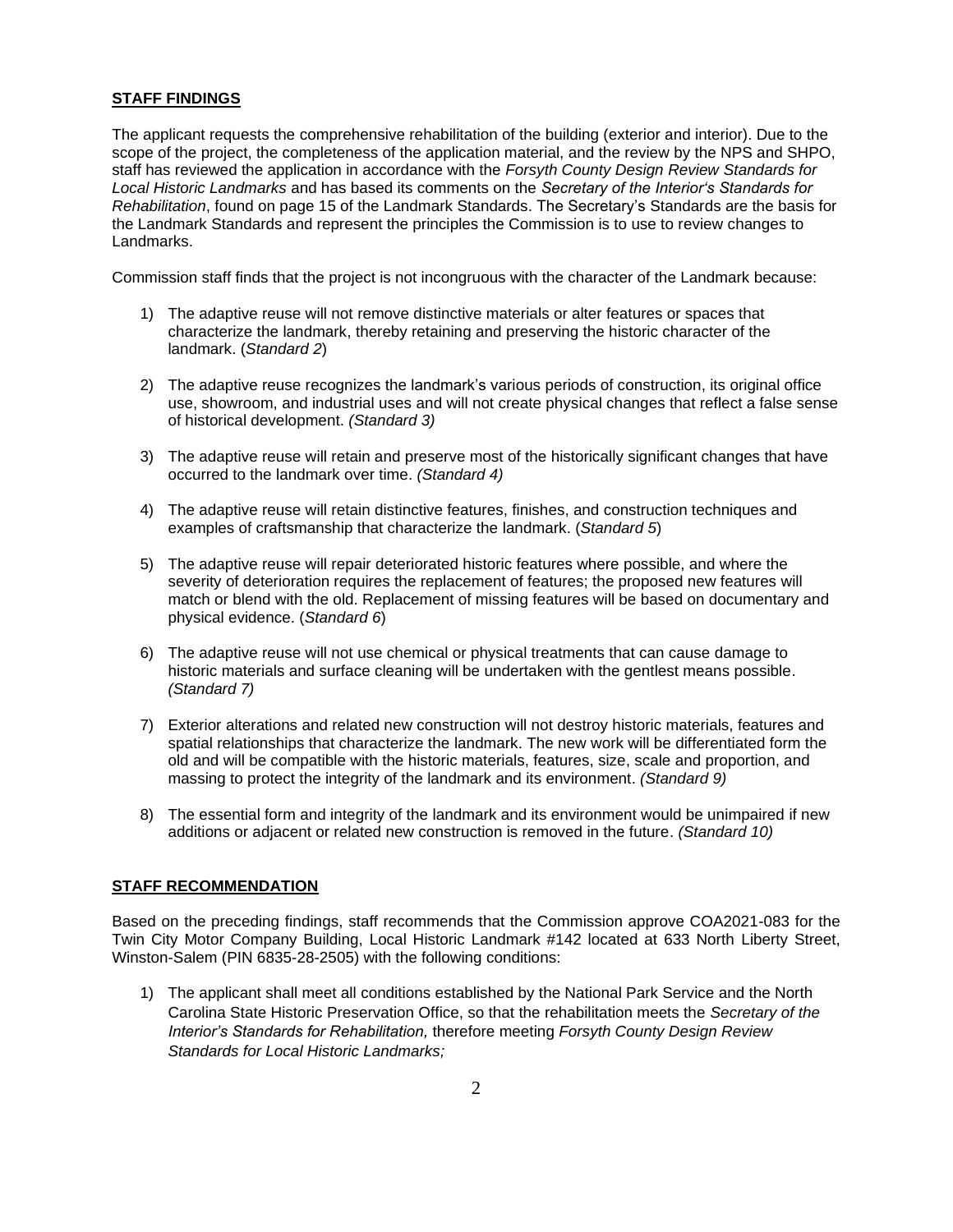## STAFF FINDINGS

The applicant requests the comprehensive rehabilitation of the building (exterior and interior). Due to the scope of the project, the completeness of the application material, and the review by the NPS and SHPO, staff has reviewed the application in accordance with the *Forsyth County Design Review Standards for Local Historic Landmarks* and has based its comments on the *Secretary of the Interior's Standards for Rehabilitation*, found on page 15 of the Landmark Standards. The Secretary's Standards are the basis for the Landmark Standards and represent the principles the Commission is to use to review changes to Landmarks.

Commission staff finds that the project is not incongruous with the character of the Landmark because:

1) The adaptive reuse will not remove distinctive materials or alter features or spaces that characterize the landmark, thereby retaining and preserving the historic character of the landmark. (*Standard 2*)

2) The adaptive reuse recognizes the landmark's various periods of construction, its original office use, showroom, and industrial uses and will not create physical changes that reflect a false sense of historical development. *(Standard 3)*

3) The adaptive reuse will retain and preserve most of the historically significant changes that have occurred to the landmark over time. *(Standard 4)*

4) The adaptive reuse will retain distinctive features, finishes, and construction techniques and examples of craftsmanship that characterize the landmark. (*Standard 5*)

5) The adaptive reuse will repair deteriorated historic features where possible, and where the severity of deterioration requires the replacement of features; the proposed new features will match or blend with the old. Replacement of missing features will be based on documentary and physical evidence. (*Standard 6*)

6) The adaptive reuse will not use chemical or physical treatments that can cause damage to historic materials and surface cleaning will be undertaken with the gentlest means possible. *(Standard 7)*

7) Exterior alterations and related new construction will not destroy historic materials, features and spatial relationships that characterize the landmark. The new work will be differentiated form the old and will be compatible with the historic materials, features, size, scale and proportion, and massing to protect the integrity of the landmark and its environment. *(Standard 9)*

8) The essential form and integrity of the landmark and its environment would be unimpaired if new additions or adjacent or related new construction is removed in the future. *(Standard 10)*

## STAFF RECOMMENDATION

Based on the preceding findings, staff recommends that the Commission approve COA2021-083 for the Twin City Motor Company Building, Local Historic Landmark #142 located at 633 North Liberty Street, Winston-Salem (PIN 6835-28-2505) with the following conditions:

1) The applicant shall meet all conditions established by the National Park Service and the North Carolina State Historic Preservation Office, so that the rehabilitation meets the *Secretary of the Interior's Standards for Rehabilitation,* therefore meeting *Forsyth County Design Review Standards for Local Historic Landmarks;*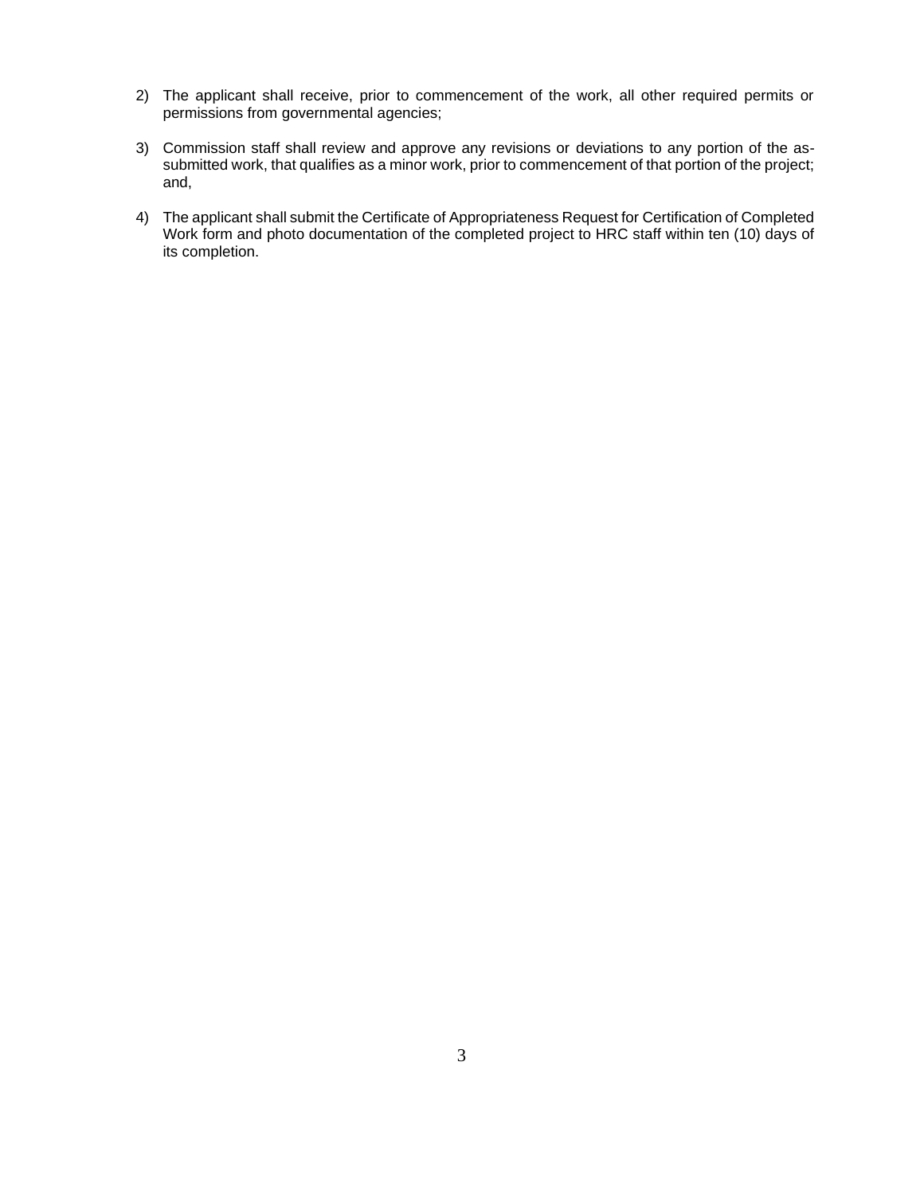2) The applicant shall receive, prior to commencement of the work, all other required permits or permissions from governmental agencies;

3) Commission staff shall review and approve any revisions or deviations to any portion of the as-submitted work, that qualifies as a minor work, prior to commencement of that portion of the project; and,

4) The applicant shall submit the Certificate of Appropriateness Request for Certification of Completed Work form and photo documentation of the completed project to HRC staff within ten (10) days of its completion.